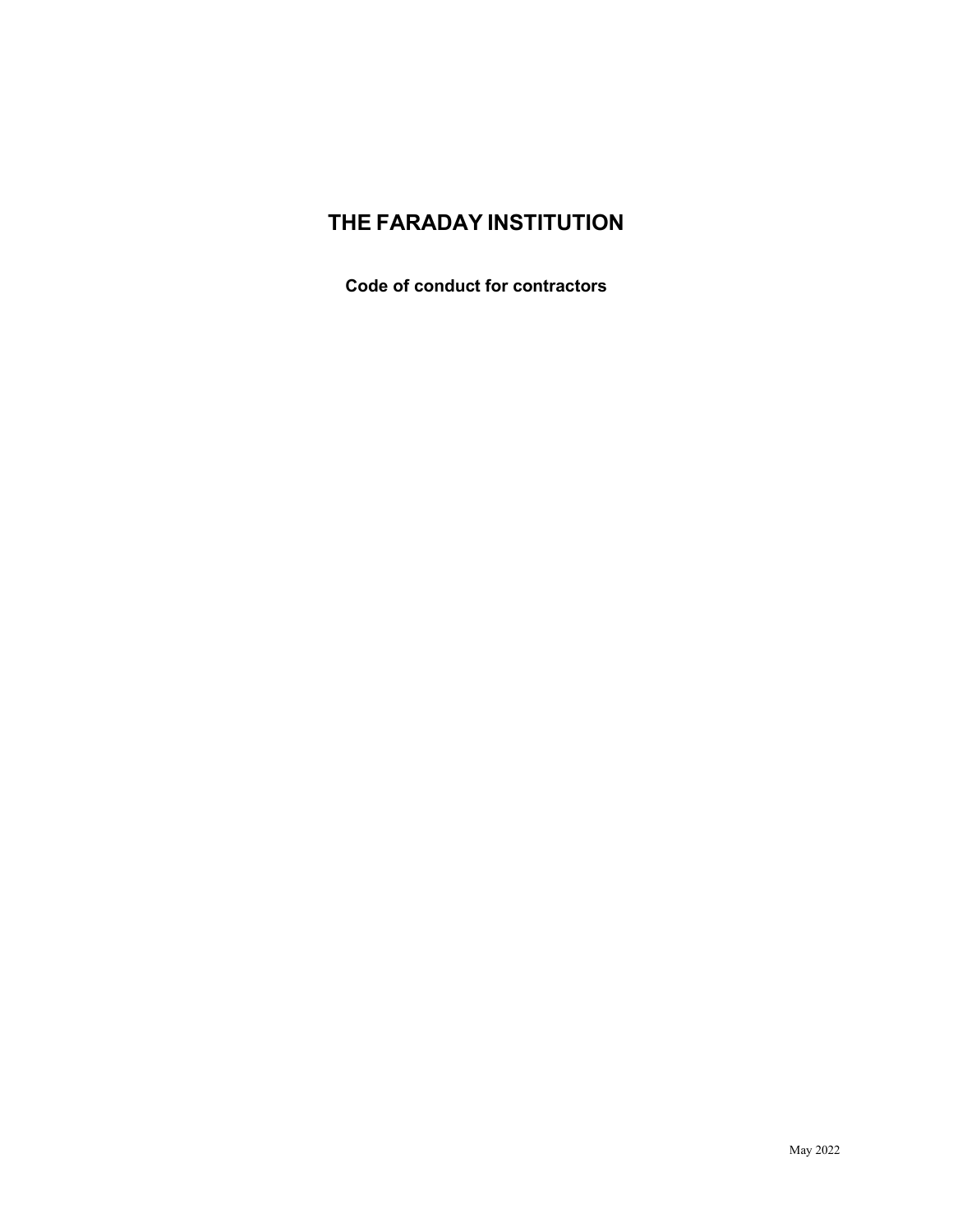# THE FARADAY INSTITUTION

**Code of conduct for contractors**

May 2022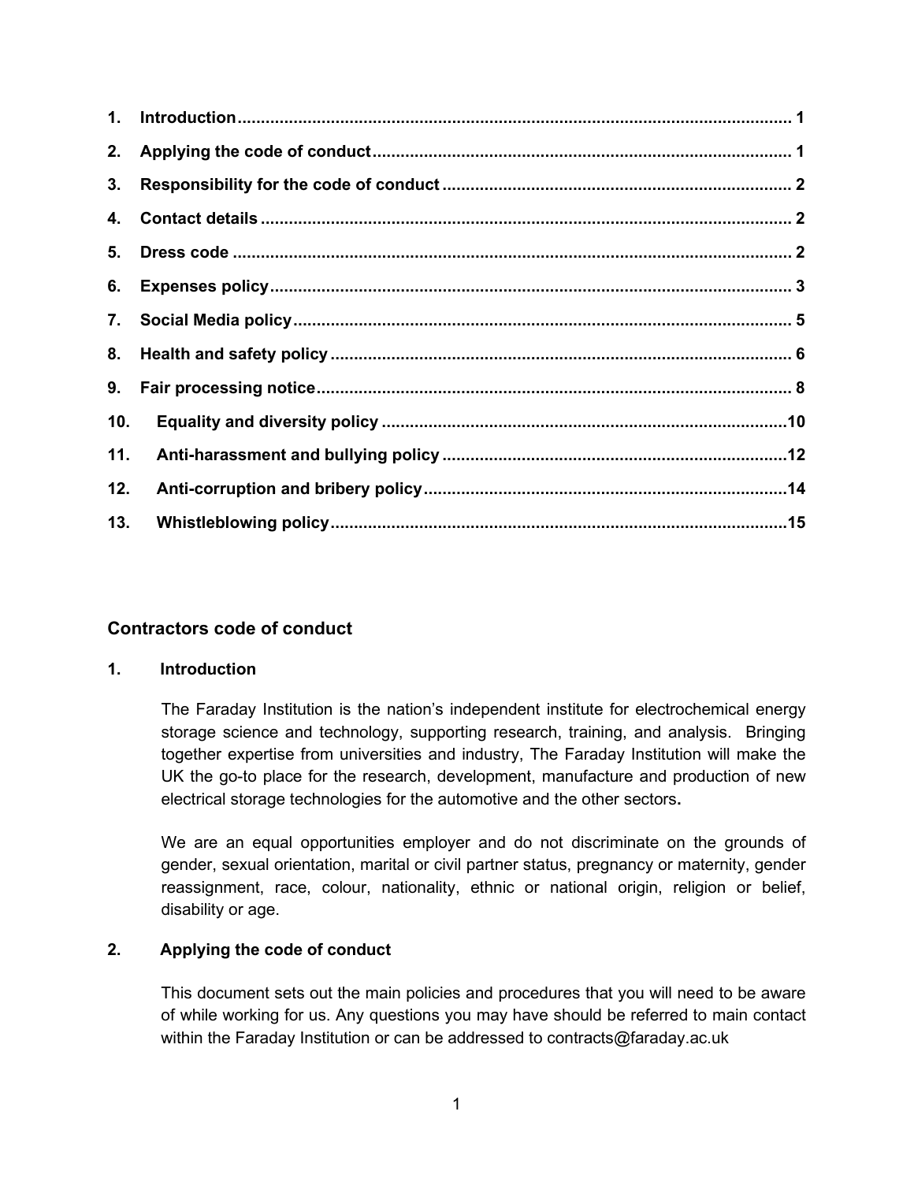1. **Introduction** ........................................................................................................ 1
2. **Applying the code of conduct** .......................................................................... 1
3. **Responsibility for the code of conduct** ........................................................... 2
4. **Contact details** .................................................................................................. 2
5. **Dress code** ......................................................................................................... 2
6. **Expenses policy** ................................................................................................. 3
7. **Social Media policy** ........................................................................................... 5
8. **Health and safety policy** ................................................................................... 6
9. **Fair processing notice** ...................................................................................... 8
10. **Equality and diversity policy** .......................................................................... 10
11. **Anti-harassment and bullying policy** ............................................................. 12
12. **Anti-corruption and bribery policy** ................................................................. 14
13. **Whistleblowing policy** ..................................................................................... 15

## Contractors code of conduct

### 1. Introduction

The Faraday Institution is the nation's independent institute for electrochemical energy storage science and technology, supporting research, training, and analysis. Bringing together expertise from universities and industry, The Faraday Institution will make the UK the go-to place for the research, development, manufacture and production of new electrical storage technologies for the automotive and the other sectors**.**

We are an equal opportunities employer and do not discriminate on the grounds of gender, sexual orientation, marital or civil partner status, pregnancy or maternity, gender reassignment, race, colour, nationality, ethnic or national origin, religion or belief, disability or age.

### 2. Applying the code of conduct

This document sets out the main policies and procedures that you will need to be aware of while working for us. Any questions you may have should be referred to main contact within the Faraday Institution or can be addressed to contracts@faraday.ac.uk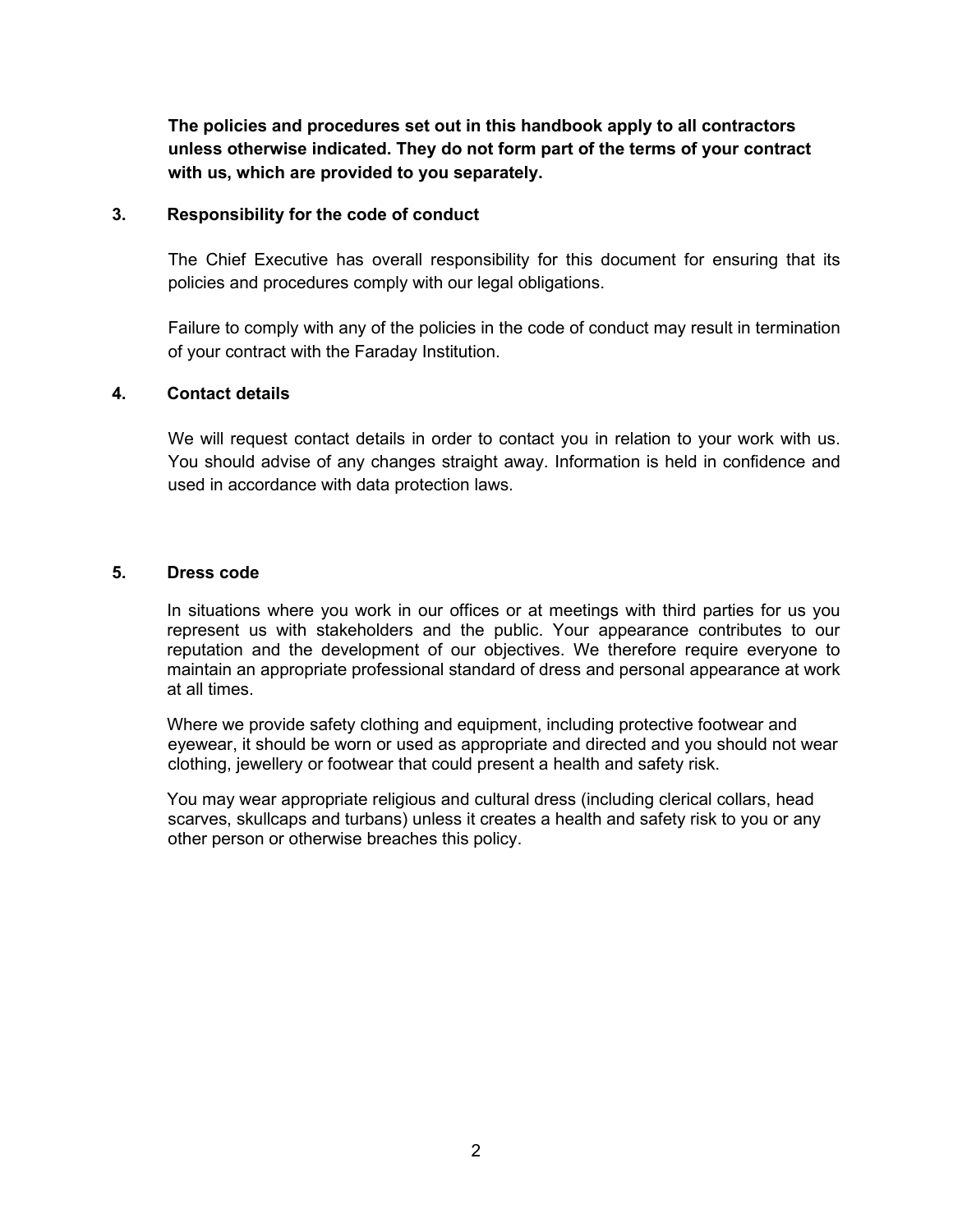**The policies and procedures set out in this handbook apply to all contractors unless otherwise indicated. They do not form part of the terms of your contract with us, which are provided to you separately.**

## 3. Responsibility for the code of conduct

The Chief Executive has overall responsibility for this document for ensuring that its policies and procedures comply with our legal obligations.

Failure to comply with any of the policies in the code of conduct may result in termination of your contract with the Faraday Institution.

## 4. Contact details

We will request contact details in order to contact you in relation to your work with us. You should advise of any changes straight away. Information is held in confidence and used in accordance with data protection laws.

## 5. Dress code

In situations where you work in our offices or at meetings with third parties for us you represent us with stakeholders and the public. Your appearance contributes to our reputation and the development of our objectives. We therefore require everyone to maintain an appropriate professional standard of dress and personal appearance at work at all times.

Where we provide safety clothing and equipment, including protective footwear and eyewear, it should be worn or used as appropriate and directed and you should not wear clothing, jewellery or footwear that could present a health and safety risk.

You may wear appropriate religious and cultural dress (including clerical collars, head scarves, skullcaps and turbans) unless it creates a health and safety risk to you or any other person or otherwise breaches this policy.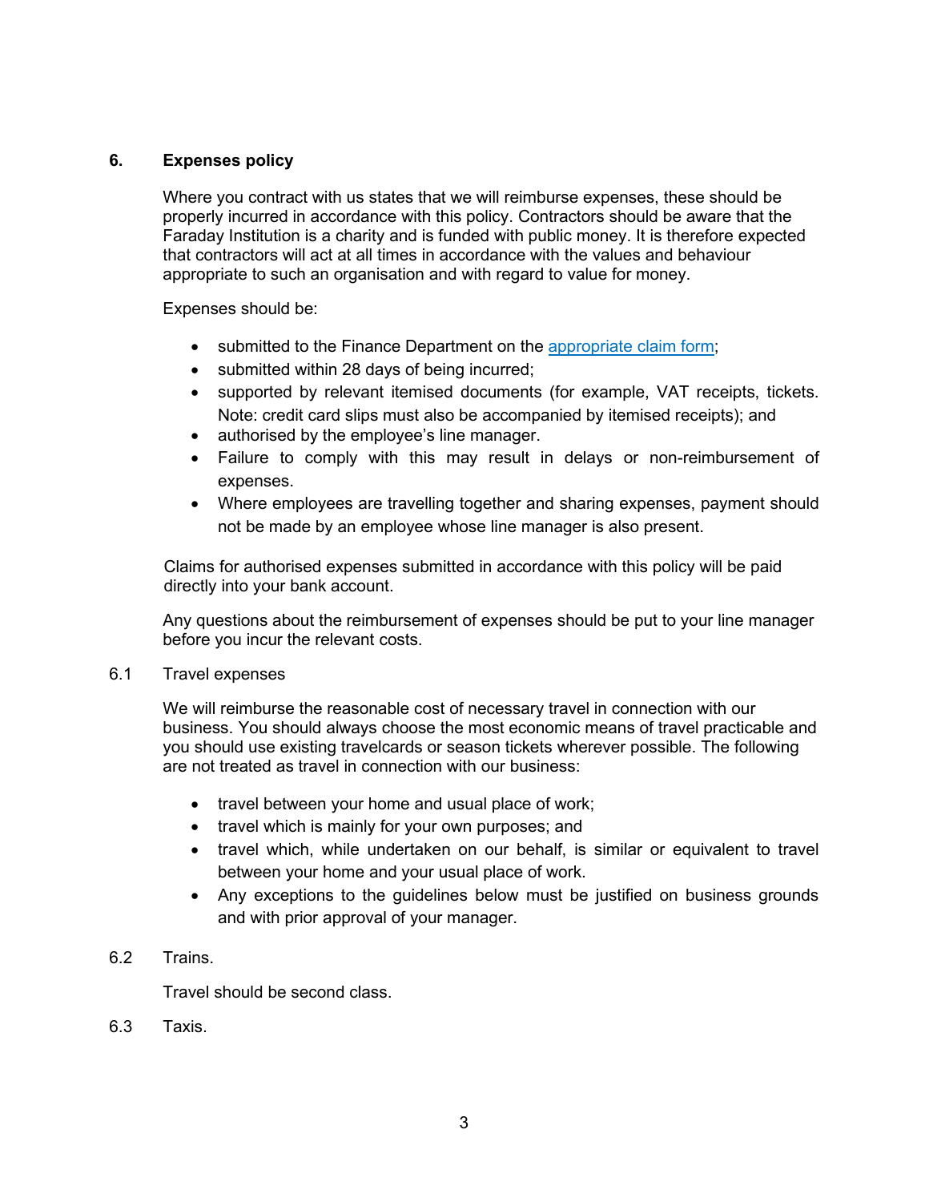## 6. Expenses policy

Where you contract with us states that we will reimburse expenses, these should be properly incurred in accordance with this policy. Contractors should be aware that the Faraday Institution is a charity and is funded with public money. It is therefore expected that contractors will act at all times in accordance with the values and behaviour appropriate to such an organisation and with regard to value for money.

Expenses should be:

- submitted to the Finance Department on the appropriate claim form;
- submitted within 28 days of being incurred;
- supported by relevant itemised documents (for example, VAT receipts, tickets. Note: credit card slips must also be accompanied by itemised receipts); and
- authorised by the employee's line manager.
- Failure to comply with this may result in delays or non-reimbursement of expenses.
- Where employees are travelling together and sharing expenses, payment should not be made by an employee whose line manager is also present.

Claims for authorised expenses submitted in accordance with this policy will be paid directly into your bank account.

Any questions about the reimbursement of expenses should be put to your line manager before you incur the relevant costs.

### 6.1 Travel expenses

We will reimburse the reasonable cost of necessary travel in connection with our business. You should always choose the most economic means of travel practicable and you should use existing travelcards or season tickets wherever possible. The following are not treated as travel in connection with our business:

- travel between your home and usual place of work;
- travel which is mainly for your own purposes; and
- travel which, while undertaken on our behalf, is similar or equivalent to travel between your home and your usual place of work.
- Any exceptions to the guidelines below must be justified on business grounds and with prior approval of your manager.

### 6.2 Trains.

Travel should be second class.

### 6.3 Taxis.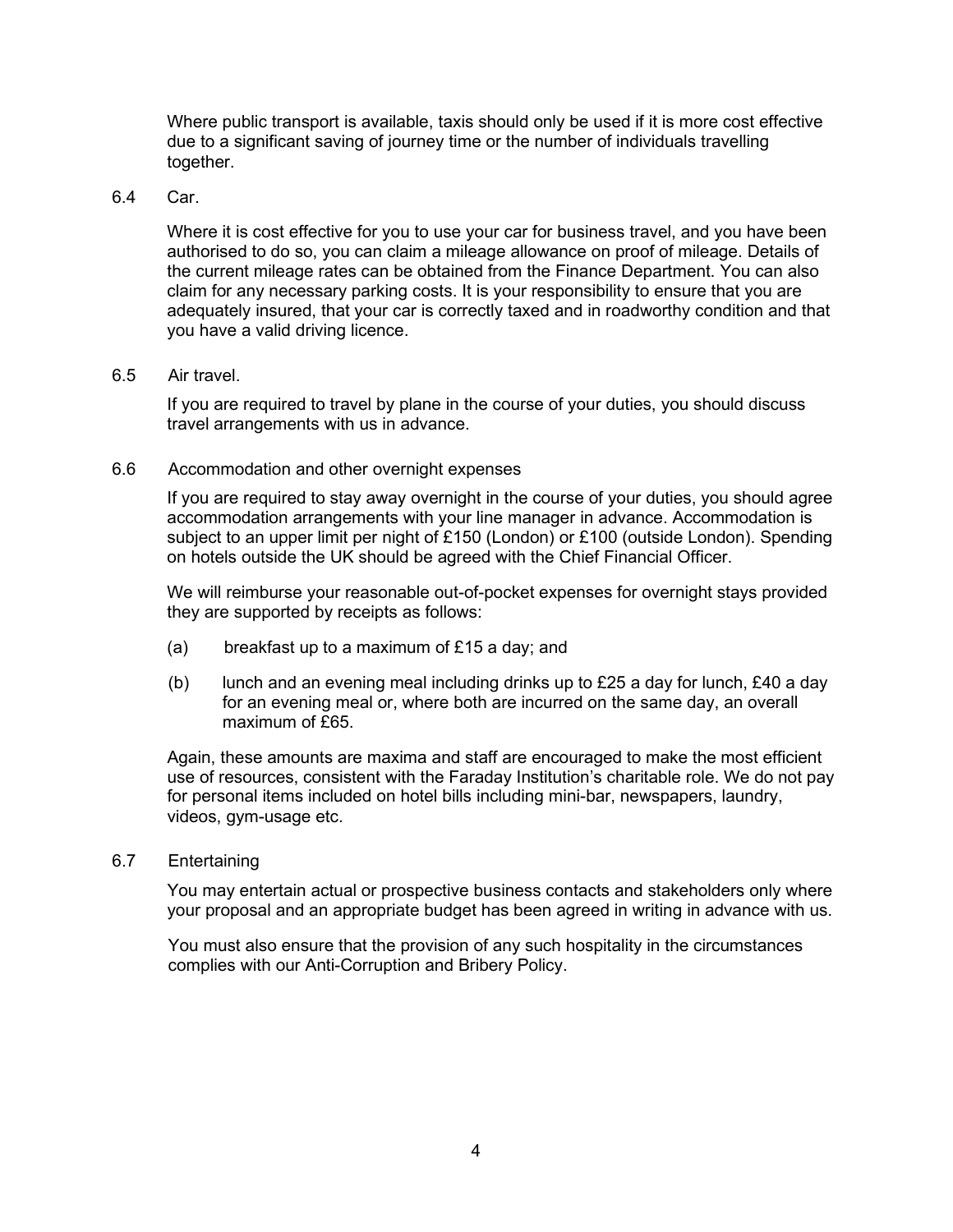Where public transport is available, taxis should only be used if it is more cost effective due to a significant saving of journey time or the number of individuals travelling together.

6.4 Car.

Where it is cost effective for you to use your car for business travel, and you have been authorised to do so, you can claim a mileage allowance on proof of mileage. Details of the current mileage rates can be obtained from the Finance Department. You can also claim for any necessary parking costs. It is your responsibility to ensure that you are adequately insured, that your car is correctly taxed and in roadworthy condition and that you have a valid driving licence.

6.5 Air travel.

If you are required to travel by plane in the course of your duties, you should discuss travel arrangements with us in advance.

6.6 Accommodation and other overnight expenses

If you are required to stay away overnight in the course of your duties, you should agree accommodation arrangements with your line manager in advance. Accommodation is subject to an upper limit per night of £150 (London) or £100 (outside London). Spending on hotels outside the UK should be agreed with the Chief Financial Officer.

We will reimburse your reasonable out-of-pocket expenses for overnight stays provided they are supported by receipts as follows:

(a) breakfast up to a maximum of £15 a day; and

(b) lunch and an evening meal including drinks up to £25 a day for lunch, £40 a day for an evening meal or, where both are incurred on the same day, an overall maximum of £65.

Again, these amounts are maxima and staff are encouraged to make the most efficient use of resources, consistent with the Faraday Institution's charitable role. We do not pay for personal items included on hotel bills including mini-bar, newspapers, laundry, videos, gym-usage etc.

6.7 Entertaining

You may entertain actual or prospective business contacts and stakeholders only where your proposal and an appropriate budget has been agreed in writing in advance with us.

You must also ensure that the provision of any such hospitality in the circumstances complies with our Anti-Corruption and Bribery Policy.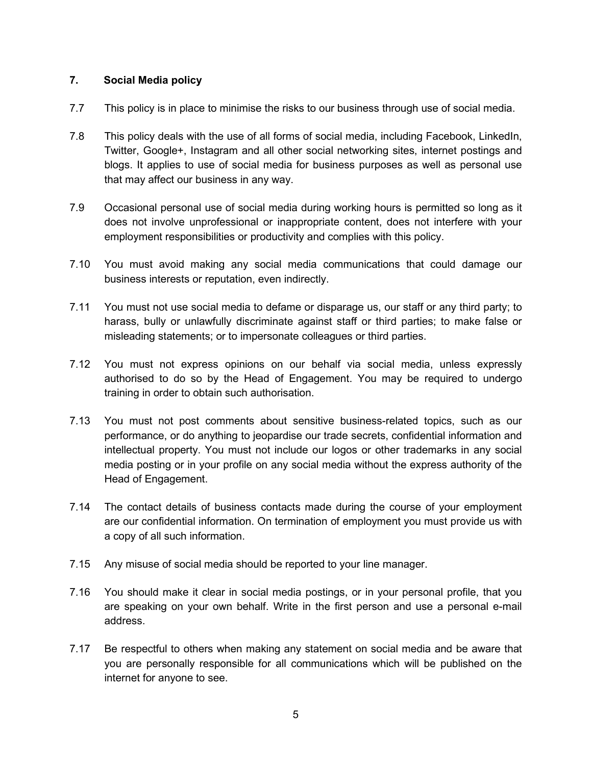## 7. Social Media policy

7.7 This policy is in place to minimise the risks to our business through use of social media.

7.8 This policy deals with the use of all forms of social media, including Facebook, LinkedIn, Twitter, Google+, Instagram and all other social networking sites, internet postings and blogs. It applies to use of social media for business purposes as well as personal use that may affect our business in any way.

7.9 Occasional personal use of social media during working hours is permitted so long as it does not involve unprofessional or inappropriate content, does not interfere with your employment responsibilities or productivity and complies with this policy.

7.10 You must avoid making any social media communications that could damage our business interests or reputation, even indirectly.

7.11 You must not use social media to defame or disparage us, our staff or any third party; to harass, bully or unlawfully discriminate against staff or third parties; to make false or misleading statements; or to impersonate colleagues or third parties.

7.12 You must not express opinions on our behalf via social media, unless expressly authorised to do so by the Head of Engagement. You may be required to undergo training in order to obtain such authorisation.

7.13 You must not post comments about sensitive business-related topics, such as our performance, or do anything to jeopardise our trade secrets, confidential information and intellectual property. You must not include our logos or other trademarks in any social media posting or in your profile on any social media without the express authority of the Head of Engagement.

7.14 The contact details of business contacts made during the course of your employment are our confidential information. On termination of employment you must provide us with a copy of all such information.

7.15 Any misuse of social media should be reported to your line manager.

7.16 You should make it clear in social media postings, or in your personal profile, that you are speaking on your own behalf. Write in the first person and use a personal e-mail address.

7.17 Be respectful to others when making any statement on social media and be aware that you are personally responsible for all communications which will be published on the internet for anyone to see.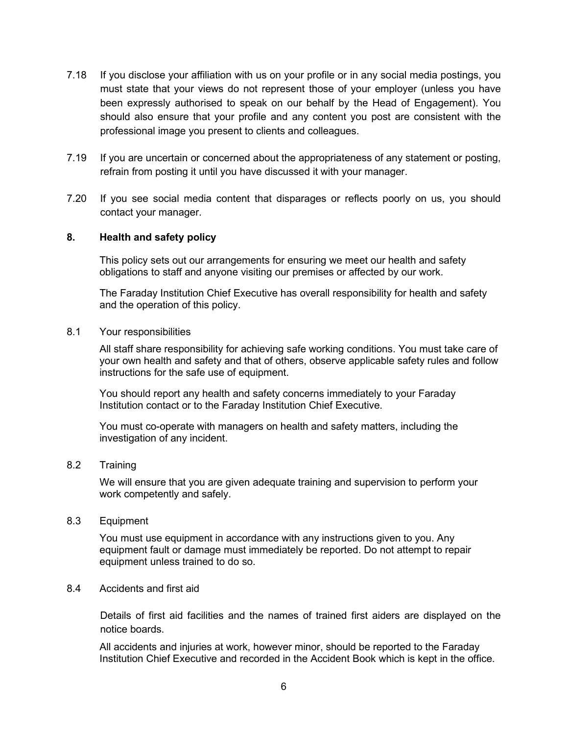7.18 If you disclose your affiliation with us on your profile or in any social media postings, you must state that your views do not represent those of your employer (unless you have been expressly authorised to speak on our behalf by the Head of Engagement). You should also ensure that your profile and any content you post are consistent with the professional image you present to clients and colleagues.

7.19 If you are uncertain or concerned about the appropriateness of any statement or posting, refrain from posting it until you have discussed it with your manager.

7.20 If you see social media content that disparages or reflects poorly on us, you should contact your manager.

## 8. Health and safety policy

This policy sets out our arrangements for ensuring we meet our health and safety obligations to staff and anyone visiting our premises or affected by our work.

The Faraday Institution Chief Executive has overall responsibility for health and safety and the operation of this policy.

### 8.1 Your responsibilities

All staff share responsibility for achieving safe working conditions. You must take care of your own health and safety and that of others, observe applicable safety rules and follow instructions for the safe use of equipment.

You should report any health and safety concerns immediately to your Faraday Institution contact or to the Faraday Institution Chief Executive.

You must co-operate with managers on health and safety matters, including the investigation of any incident.

### 8.2 Training

We will ensure that you are given adequate training and supervision to perform your work competently and safely.

### 8.3 Equipment

You must use equipment in accordance with any instructions given to you. Any equipment fault or damage must immediately be reported. Do not attempt to repair equipment unless trained to do so.

### 8.4 Accidents and first aid

Details of first aid facilities and the names of trained first aiders are displayed on the notice boards.

All accidents and injuries at work, however minor, should be reported to the Faraday Institution Chief Executive and recorded in the Accident Book which is kept in the office.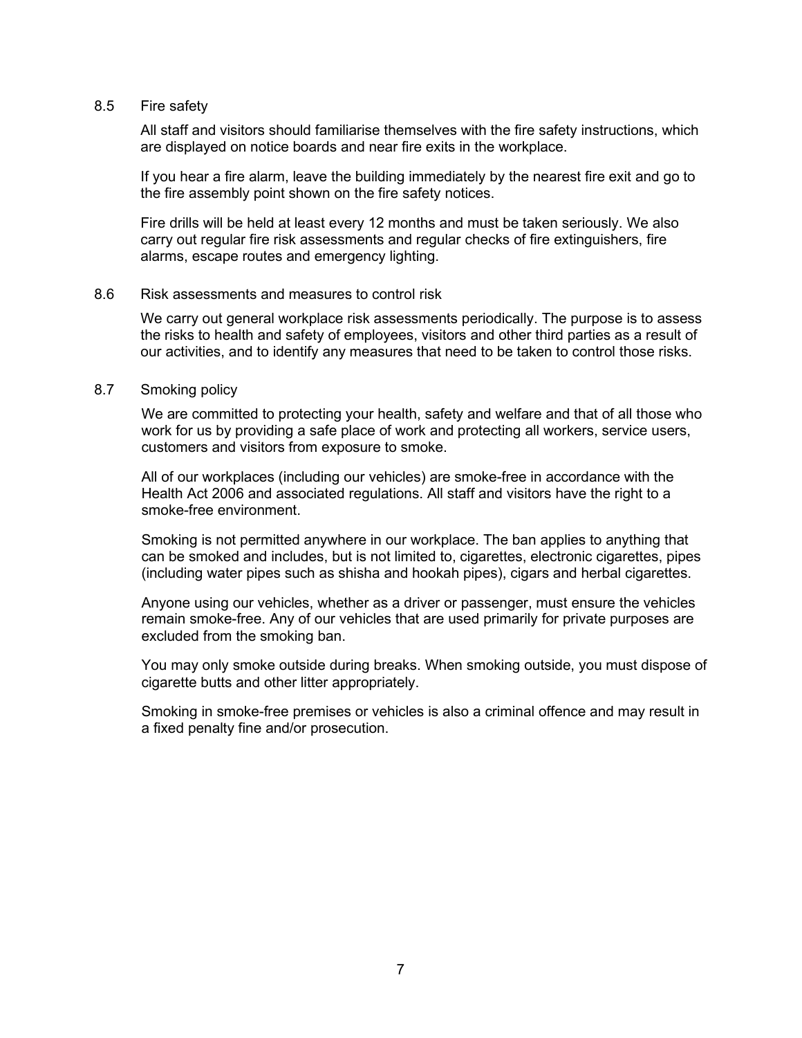### 8.5 Fire safety

All staff and visitors should familiarise themselves with the fire safety instructions, which are displayed on notice boards and near fire exits in the workplace.

If you hear a fire alarm, leave the building immediately by the nearest fire exit and go to the fire assembly point shown on the fire safety notices.

Fire drills will be held at least every 12 months and must be taken seriously. We also carry out regular fire risk assessments and regular checks of fire extinguishers, fire alarms, escape routes and emergency lighting.

### 8.6 Risk assessments and measures to control risk

We carry out general workplace risk assessments periodically. The purpose is to assess the risks to health and safety of employees, visitors and other third parties as a result of our activities, and to identify any measures that need to be taken to control those risks.

### 8.7 Smoking policy

We are committed to protecting your health, safety and welfare and that of all those who work for us by providing a safe place of work and protecting all workers, service users, customers and visitors from exposure to smoke.

All of our workplaces (including our vehicles) are smoke-free in accordance with the Health Act 2006 and associated regulations. All staff and visitors have the right to a smoke-free environment.

Smoking is not permitted anywhere in our workplace. The ban applies to anything that can be smoked and includes, but is not limited to, cigarettes, electronic cigarettes, pipes (including water pipes such as shisha and hookah pipes), cigars and herbal cigarettes.

Anyone using our vehicles, whether as a driver or passenger, must ensure the vehicles remain smoke-free. Any of our vehicles that are used primarily for private purposes are excluded from the smoking ban.

You may only smoke outside during breaks. When smoking outside, you must dispose of cigarette butts and other litter appropriately.

Smoking in smoke-free premises or vehicles is also a criminal offence and may result in a fixed penalty fine and/or prosecution.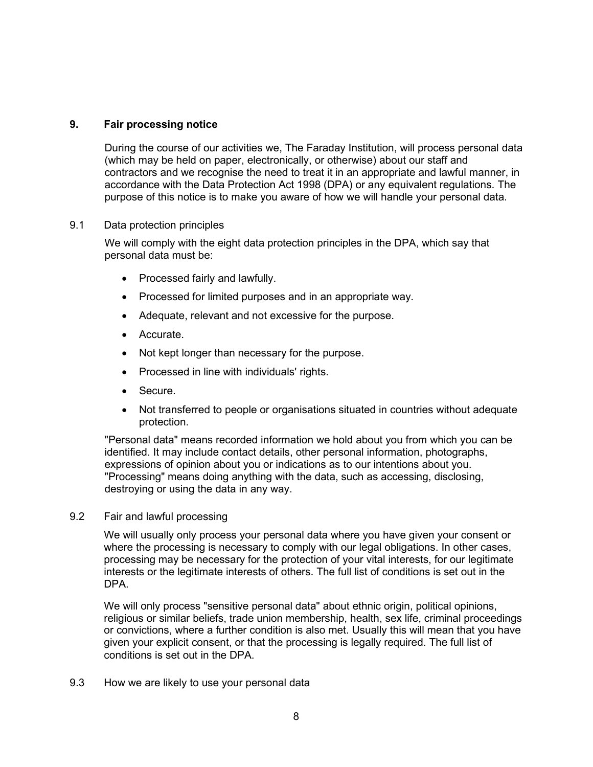## 9. Fair processing notice

During the course of our activities we, The Faraday Institution, will process personal data (which may be held on paper, electronically, or otherwise) about our staff and contractors and we recognise the need to treat it in an appropriate and lawful manner, in accordance with the Data Protection Act 1998 (DPA) or any equivalent regulations. The purpose of this notice is to make you aware of how we will handle your personal data.

### 9.1 Data protection principles

We will comply with the eight data protection principles in the DPA, which say that personal data must be:

- Processed fairly and lawfully.
- Processed for limited purposes and in an appropriate way.
- Adequate, relevant and not excessive for the purpose.
- Accurate.
- Not kept longer than necessary for the purpose.
- Processed in line with individuals' rights.
- Secure.
- Not transferred to people or organisations situated in countries without adequate protection.

"Personal data" means recorded information we hold about you from which you can be identified. It may include contact details, other personal information, photographs, expressions of opinion about you or indications as to our intentions about you. "Processing" means doing anything with the data, such as accessing, disclosing, destroying or using the data in any way.

### 9.2 Fair and lawful processing

We will usually only process your personal data where you have given your consent or where the processing is necessary to comply with our legal obligations. In other cases, processing may be necessary for the protection of your vital interests, for our legitimate interests or the legitimate interests of others. The full list of conditions is set out in the DPA.

We will only process "sensitive personal data" about ethnic origin, political opinions, religious or similar beliefs, trade union membership, health, sex life, criminal proceedings or convictions, where a further condition is also met. Usually this will mean that you have given your explicit consent, or that the processing is legally required. The full list of conditions is set out in the DPA.

### 9.3 How we are likely to use your personal data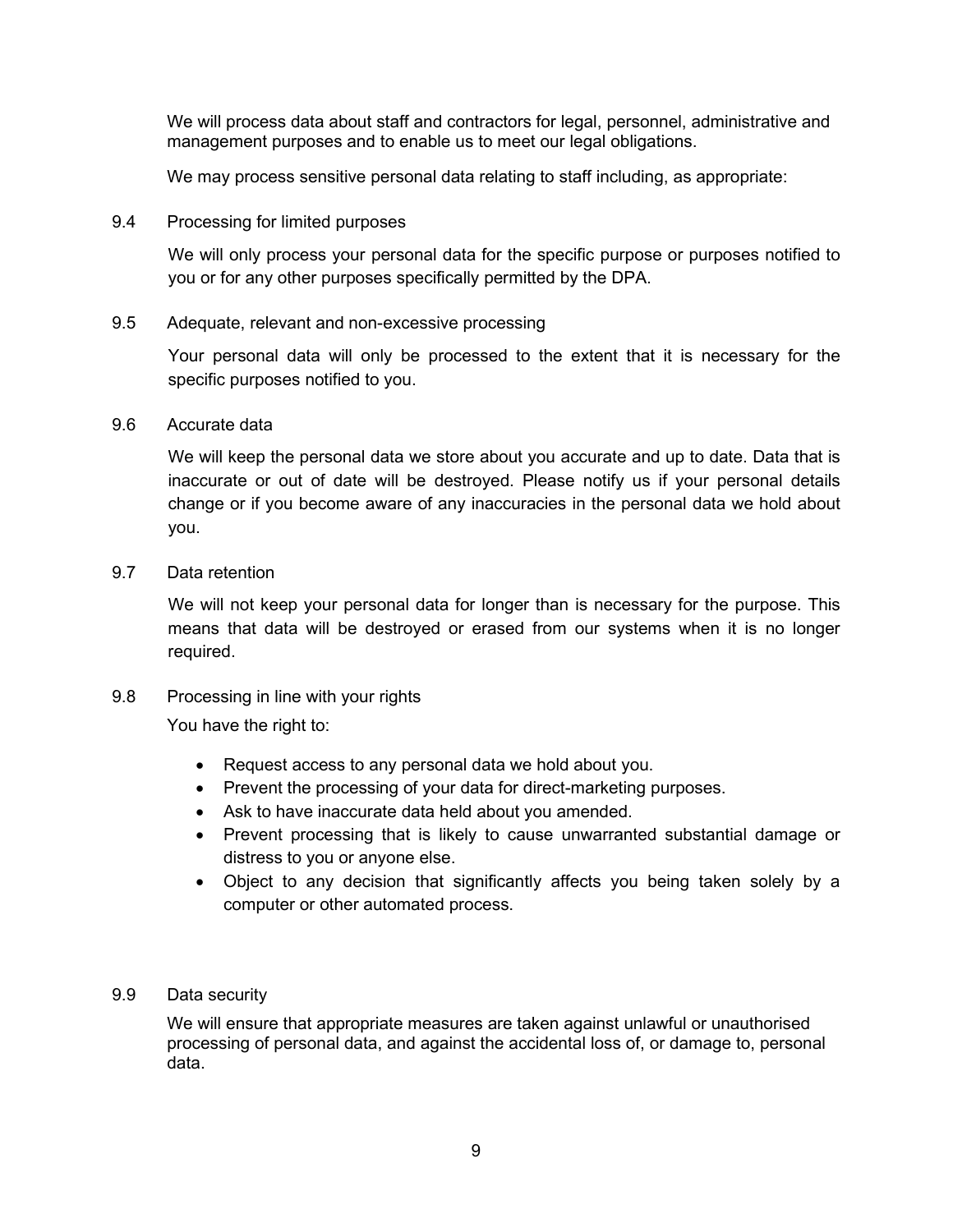We will process data about staff and contractors for legal, personnel, administrative and management purposes and to enable us to meet our legal obligations.

We may process sensitive personal data relating to staff including, as appropriate:

9.4 Processing for limited purposes

We will only process your personal data for the specific purpose or purposes notified to you or for any other purposes specifically permitted by the DPA.

9.5 Adequate, relevant and non-excessive processing

Your personal data will only be processed to the extent that it is necessary for the specific purposes notified to you.

9.6 Accurate data

We will keep the personal data we store about you accurate and up to date. Data that is inaccurate or out of date will be destroyed. Please notify us if your personal details change or if you become aware of any inaccuracies in the personal data we hold about you.

9.7 Data retention

We will not keep your personal data for longer than is necessary for the purpose. This means that data will be destroyed or erased from our systems when it is no longer required.

9.8 Processing in line with your rights

You have the right to:

- Request access to any personal data we hold about you.
- Prevent the processing of your data for direct-marketing purposes.
- Ask to have inaccurate data held about you amended.
- Prevent processing that is likely to cause unwarranted substantial damage or distress to you or anyone else.
- Object to any decision that significantly affects you being taken solely by a computer or other automated process.

9.9 Data security

We will ensure that appropriate measures are taken against unlawful or unauthorised processing of personal data, and against the accidental loss of, or damage to, personal data.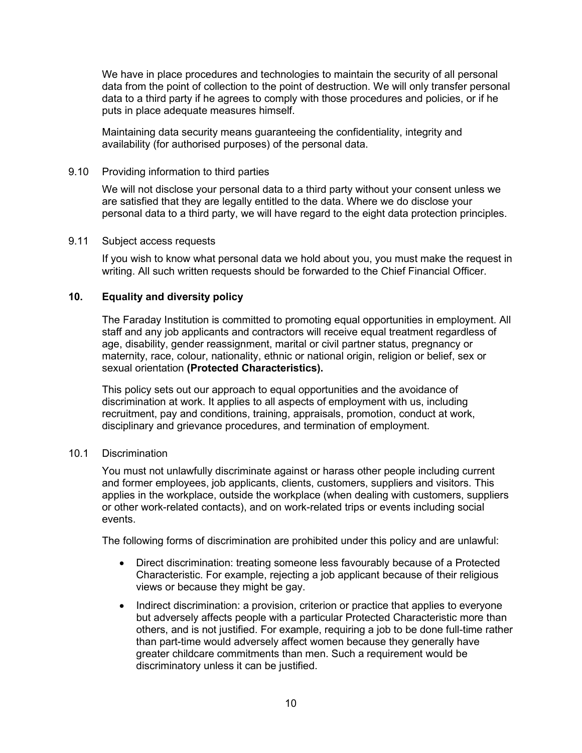We have in place procedures and technologies to maintain the security of all personal data from the point of collection to the point of destruction. We will only transfer personal data to a third party if he agrees to comply with those procedures and policies, or if he puts in place adequate measures himself.

Maintaining data security means guaranteeing the confidentiality, integrity and availability (for authorised purposes) of the personal data.

### 9.10 Providing information to third parties

We will not disclose your personal data to a third party without your consent unless we are satisfied that they are legally entitled to the data. Where we do disclose your personal data to a third party, we will have regard to the eight data protection principles.

### 9.11 Subject access requests

If you wish to know what personal data we hold about you, you must make the request in writing. All such written requests should be forwarded to the Chief Financial Officer.

## 10. Equality and diversity policy

The Faraday Institution is committed to promoting equal opportunities in employment. All staff and any job applicants and contractors will receive equal treatment regardless of age, disability, gender reassignment, marital or civil partner status, pregnancy or maternity, race, colour, nationality, ethnic or national origin, religion or belief, sex or sexual orientation **(Protected Characteristics).**

This policy sets out our approach to equal opportunities and the avoidance of discrimination at work. It applies to all aspects of employment with us, including recruitment, pay and conditions, training, appraisals, promotion, conduct at work, disciplinary and grievance procedures, and termination of employment.

### 10.1 Discrimination

You must not unlawfully discriminate against or harass other people including current and former employees, job applicants, clients, customers, suppliers and visitors. This applies in the workplace, outside the workplace (when dealing with customers, suppliers or other work-related contacts), and on work-related trips or events including social events.

The following forms of discrimination are prohibited under this policy and are unlawful:

- Direct discrimination: treating someone less favourably because of a Protected Characteristic. For example, rejecting a job applicant because of their religious views or because they might be gay.
- Indirect discrimination: a provision, criterion or practice that applies to everyone but adversely affects people with a particular Protected Characteristic more than others, and is not justified. For example, requiring a job to be done full-time rather than part-time would adversely affect women because they generally have greater childcare commitments than men. Such a requirement would be discriminatory unless it can be justified.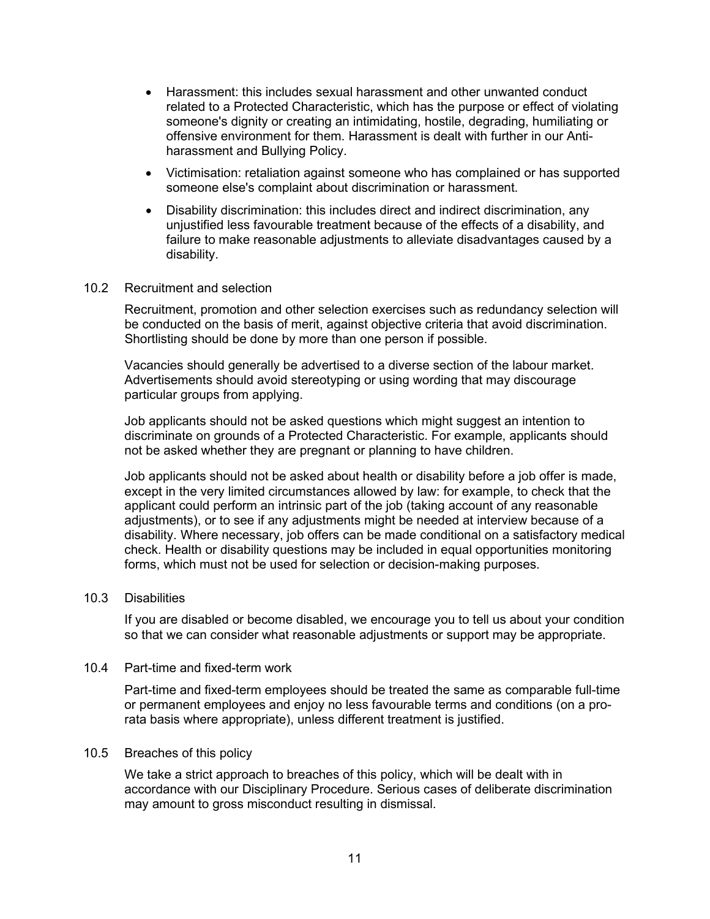- Harassment: this includes sexual harassment and other unwanted conduct related to a Protected Characteristic, which has the purpose or effect of violating someone's dignity or creating an intimidating, hostile, degrading, humiliating or offensive environment for them. Harassment is dealt with further in our Anti-harassment and Bullying Policy.
- Victimisation: retaliation against someone who has complained or has supported someone else's complaint about discrimination or harassment.
- Disability discrimination: this includes direct and indirect discrimination, any unjustified less favourable treatment because of the effects of a disability, and failure to make reasonable adjustments to alleviate disadvantages caused by a disability.

### 10.2 Recruitment and selection

Recruitment, promotion and other selection exercises such as redundancy selection will be conducted on the basis of merit, against objective criteria that avoid discrimination. Shortlisting should be done by more than one person if possible.

Vacancies should generally be advertised to a diverse section of the labour market. Advertisements should avoid stereotyping or using wording that may discourage particular groups from applying.

Job applicants should not be asked questions which might suggest an intention to discriminate on grounds of a Protected Characteristic. For example, applicants should not be asked whether they are pregnant or planning to have children.

Job applicants should not be asked about health or disability before a job offer is made, except in the very limited circumstances allowed by law: for example, to check that the applicant could perform an intrinsic part of the job (taking account of any reasonable adjustments), or to see if any adjustments might be needed at interview because of a disability. Where necessary, job offers can be made conditional on a satisfactory medical check. Health or disability questions may be included in equal opportunities monitoring forms, which must not be used for selection or decision-making purposes.

### 10.3 Disabilities

If you are disabled or become disabled, we encourage you to tell us about your condition so that we can consider what reasonable adjustments or support may be appropriate.

### 10.4 Part-time and fixed-term work

Part-time and fixed-term employees should be treated the same as comparable full-time or permanent employees and enjoy no less favourable terms and conditions (on a pro-rata basis where appropriate), unless different treatment is justified.

### 10.5 Breaches of this policy

We take a strict approach to breaches of this policy, which will be dealt with in accordance with our Disciplinary Procedure. Serious cases of deliberate discrimination may amount to gross misconduct resulting in dismissal.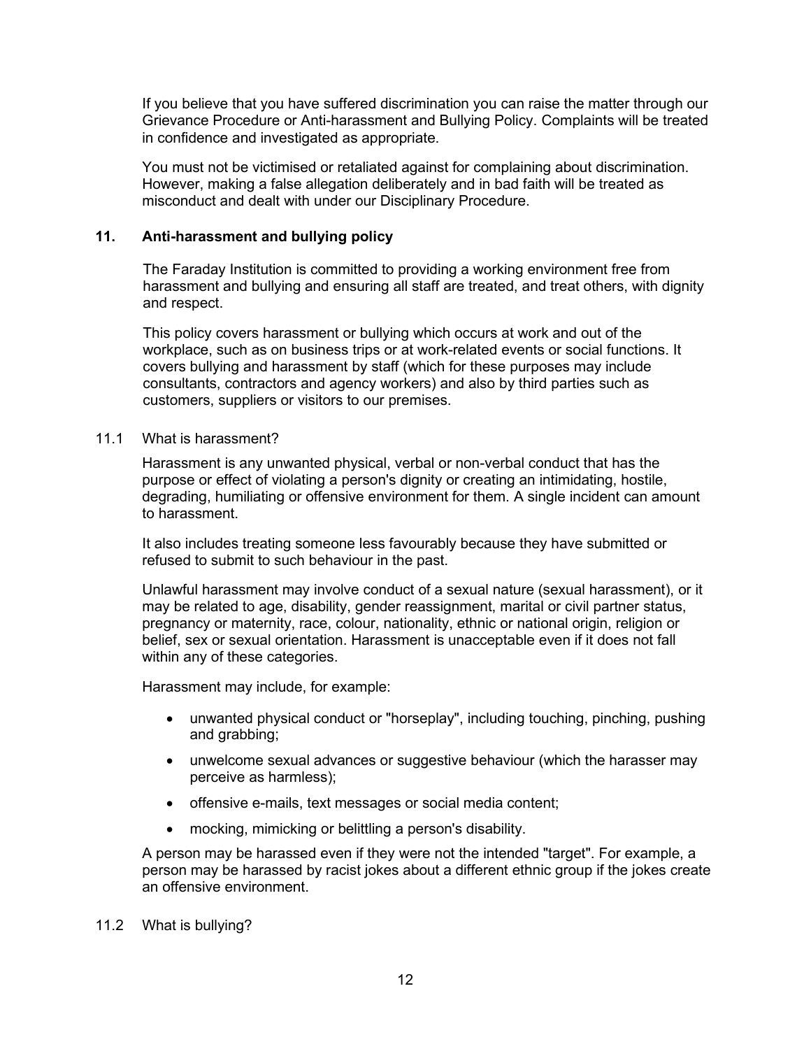If you believe that you have suffered discrimination you can raise the matter through our Grievance Procedure or Anti-harassment and Bullying Policy. Complaints will be treated in confidence and investigated as appropriate.

You must not be victimised or retaliated against for complaining about discrimination. However, making a false allegation deliberately and in bad faith will be treated as misconduct and dealt with under our Disciplinary Procedure.

## 11. Anti-harassment and bullying policy

The Faraday Institution is committed to providing a working environment free from harassment and bullying and ensuring all staff are treated, and treat others, with dignity and respect.

This policy covers harassment or bullying which occurs at work and out of the workplace, such as on business trips or at work-related events or social functions. It covers bullying and harassment by staff (which for these purposes may include consultants, contractors and agency workers) and also by third parties such as customers, suppliers or visitors to our premises.

### 11.1 What is harassment?

Harassment is any unwanted physical, verbal or non-verbal conduct that has the purpose or effect of violating a person's dignity or creating an intimidating, hostile, degrading, humiliating or offensive environment for them. A single incident can amount to harassment.

It also includes treating someone less favourably because they have submitted or refused to submit to such behaviour in the past.

Unlawful harassment may involve conduct of a sexual nature (sexual harassment), or it may be related to age, disability, gender reassignment, marital or civil partner status, pregnancy or maternity, race, colour, nationality, ethnic or national origin, religion or belief, sex or sexual orientation. Harassment is unacceptable even if it does not fall within any of these categories.

Harassment may include, for example:

- unwanted physical conduct or "horseplay", including touching, pinching, pushing and grabbing;
- unwelcome sexual advances or suggestive behaviour (which the harasser may perceive as harmless);
- offensive e-mails, text messages or social media content;
- mocking, mimicking or belittling a person's disability.

A person may be harassed even if they were not the intended "target". For example, a person may be harassed by racist jokes about a different ethnic group if the jokes create an offensive environment.

### 11.2 What is bullying?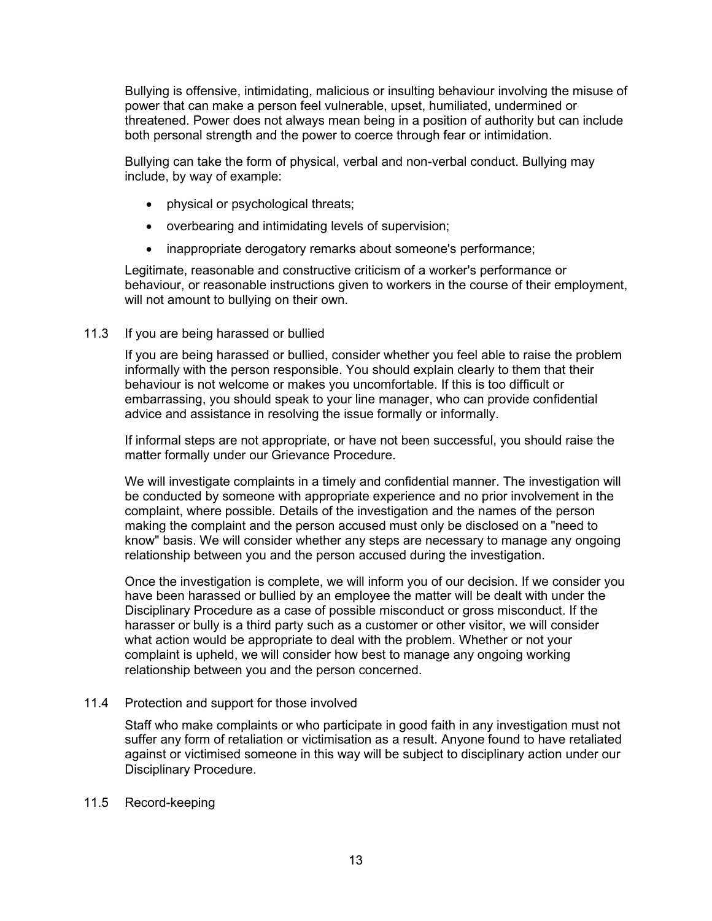Bullying is offensive, intimidating, malicious or insulting behaviour involving the misuse of power that can make a person feel vulnerable, upset, humiliated, undermined or threatened. Power does not always mean being in a position of authority but can include both personal strength and the power to coerce through fear or intimidation.

Bullying can take the form of physical, verbal and non-verbal conduct. Bullying may include, by way of example:

- physical or psychological threats;
- overbearing and intimidating levels of supervision;
- inappropriate derogatory remarks about someone's performance;

Legitimate, reasonable and constructive criticism of a worker's performance or behaviour, or reasonable instructions given to workers in the course of their employment, will not amount to bullying on their own.

### 11.3 If you are being harassed or bullied

If you are being harassed or bullied, consider whether you feel able to raise the problem informally with the person responsible. You should explain clearly to them that their behaviour is not welcome or makes you uncomfortable. If this is too difficult or embarrassing, you should speak to your line manager, who can provide confidential advice and assistance in resolving the issue formally or informally.

If informal steps are not appropriate, or have not been successful, you should raise the matter formally under our Grievance Procedure.

We will investigate complaints in a timely and confidential manner. The investigation will be conducted by someone with appropriate experience and no prior involvement in the complaint, where possible. Details of the investigation and the names of the person making the complaint and the person accused must only be disclosed on a "need to know" basis. We will consider whether any steps are necessary to manage any ongoing relationship between you and the person accused during the investigation.

Once the investigation is complete, we will inform you of our decision. If we consider you have been harassed or bullied by an employee the matter will be dealt with under the Disciplinary Procedure as a case of possible misconduct or gross misconduct. If the harasser or bully is a third party such as a customer or other visitor, we will consider what action would be appropriate to deal with the problem. Whether or not your complaint is upheld, we will consider how best to manage any ongoing working relationship between you and the person concerned.

### 11.4 Protection and support for those involved

Staff who make complaints or who participate in good faith in any investigation must not suffer any form of retaliation or victimisation as a result. Anyone found to have retaliated against or victimised someone in this way will be subject to disciplinary action under our Disciplinary Procedure.

### 11.5 Record-keeping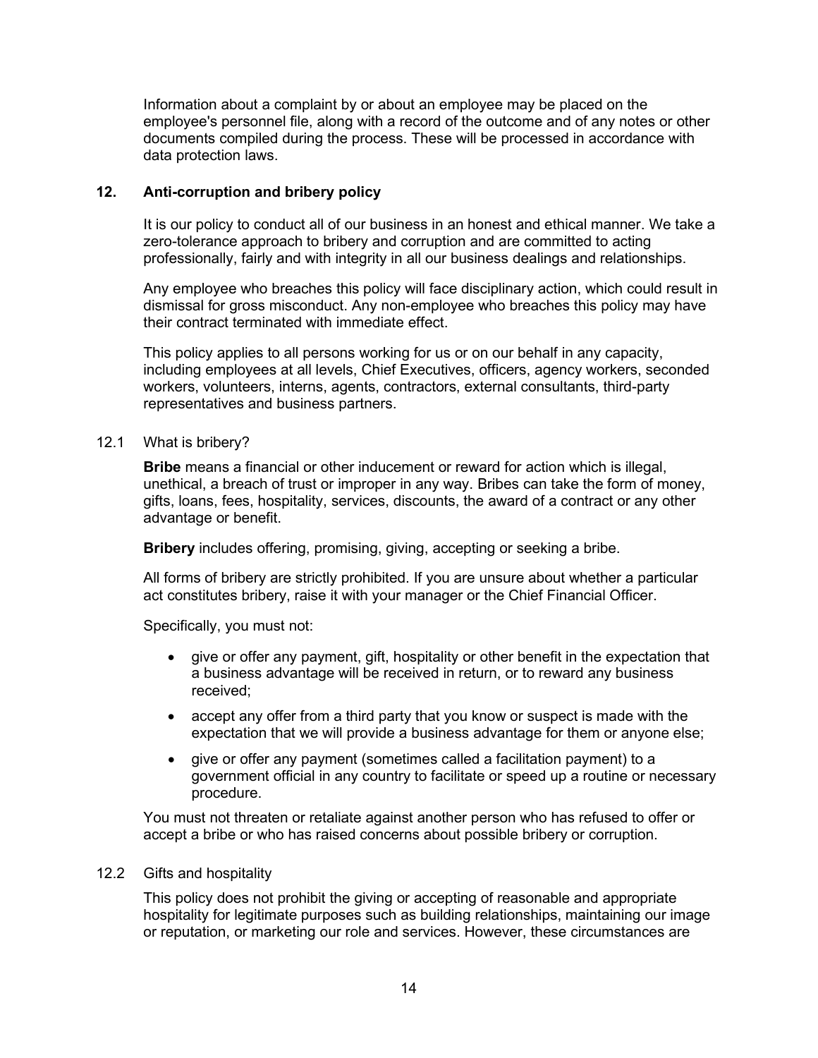Information about a complaint by or about an employee may be placed on the employee's personnel file, along with a record of the outcome and of any notes or other documents compiled during the process. These will be processed in accordance with data protection laws.

## 12. Anti-corruption and bribery policy

It is our policy to conduct all of our business in an honest and ethical manner. We take a zero-tolerance approach to bribery and corruption and are committed to acting professionally, fairly and with integrity in all our business dealings and relationships.

Any employee who breaches this policy will face disciplinary action, which could result in dismissal for gross misconduct. Any non-employee who breaches this policy may have their contract terminated with immediate effect.

This policy applies to all persons working for us or on our behalf in any capacity, including employees at all levels, Chief Executives, officers, agency workers, seconded workers, volunteers, interns, agents, contractors, external consultants, third-party representatives and business partners.

### 12.1 What is bribery?

**Bribe** means a financial or other inducement or reward for action which is illegal, unethical, a breach of trust or improper in any way. Bribes can take the form of money, gifts, loans, fees, hospitality, services, discounts, the award of a contract or any other advantage or benefit.

**Bribery** includes offering, promising, giving, accepting or seeking a bribe.

All forms of bribery are strictly prohibited. If you are unsure about whether a particular act constitutes bribery, raise it with your manager or the Chief Financial Officer.

Specifically, you must not:

- give or offer any payment, gift, hospitality or other benefit in the expectation that a business advantage will be received in return, or to reward any business received;
- accept any offer from a third party that you know or suspect is made with the expectation that we will provide a business advantage for them or anyone else;
- give or offer any payment (sometimes called a facilitation payment) to a government official in any country to facilitate or speed up a routine or necessary procedure.

You must not threaten or retaliate against another person who has refused to offer or accept a bribe or who has raised concerns about possible bribery or corruption.

### 12.2 Gifts and hospitality

This policy does not prohibit the giving or accepting of reasonable and appropriate hospitality for legitimate purposes such as building relationships, maintaining our image or reputation, or marketing our role and services. However, these circumstances are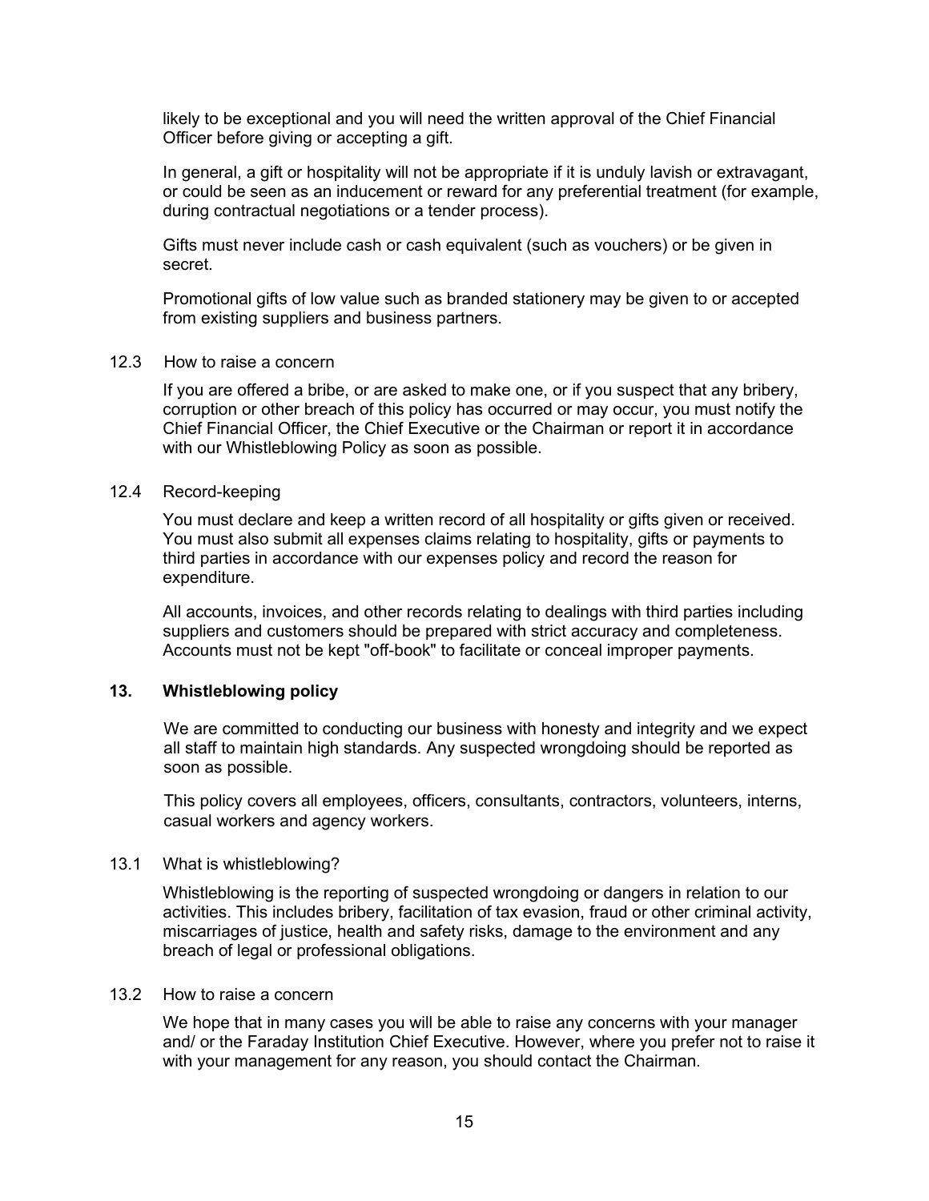likely to be exceptional and you will need the written approval of the Chief Financial Officer before giving or accepting a gift.

In general, a gift or hospitality will not be appropriate if it is unduly lavish or extravagant, or could be seen as an inducement or reward for any preferential treatment (for example, during contractual negotiations or a tender process).

Gifts must never include cash or cash equivalent (such as vouchers) or be given in secret.

Promotional gifts of low value such as branded stationery may be given to or accepted from existing suppliers and business partners.

12.3 How to raise a concern

If you are offered a bribe, or are asked to make one, or if you suspect that any bribery, corruption or other breach of this policy has occurred or may occur, you must notify the Chief Financial Officer, the Chief Executive or the Chairman or report it in accordance with our Whistleblowing Policy as soon as possible.

12.4 Record-keeping

You must declare and keep a written record of all hospitality or gifts given or received. You must also submit all expenses claims relating to hospitality, gifts or payments to third parties in accordance with our expenses policy and record the reason for expenditure.

All accounts, invoices, and other records relating to dealings with third parties including suppliers and customers should be prepared with strict accuracy and completeness. Accounts must not be kept "off-book" to facilitate or conceal improper payments.

## 13. Whistleblowing policy

We are committed to conducting our business with honesty and integrity and we expect all staff to maintain high standards. Any suspected wrongdoing should be reported as soon as possible.

This policy covers all employees, officers, consultants, contractors, volunteers, interns, casual workers and agency workers.

13.1 What is whistleblowing?

Whistleblowing is the reporting of suspected wrongdoing or dangers in relation to our activities. This includes bribery, facilitation of tax evasion, fraud or other criminal activity, miscarriages of justice, health and safety risks, damage to the environment and any breach of legal or professional obligations.

13.2 How to raise a concern

We hope that in many cases you will be able to raise any concerns with your manager and/ or the Faraday Institution Chief Executive. However, where you prefer not to raise it with your management for any reason, you should contact the Chairman.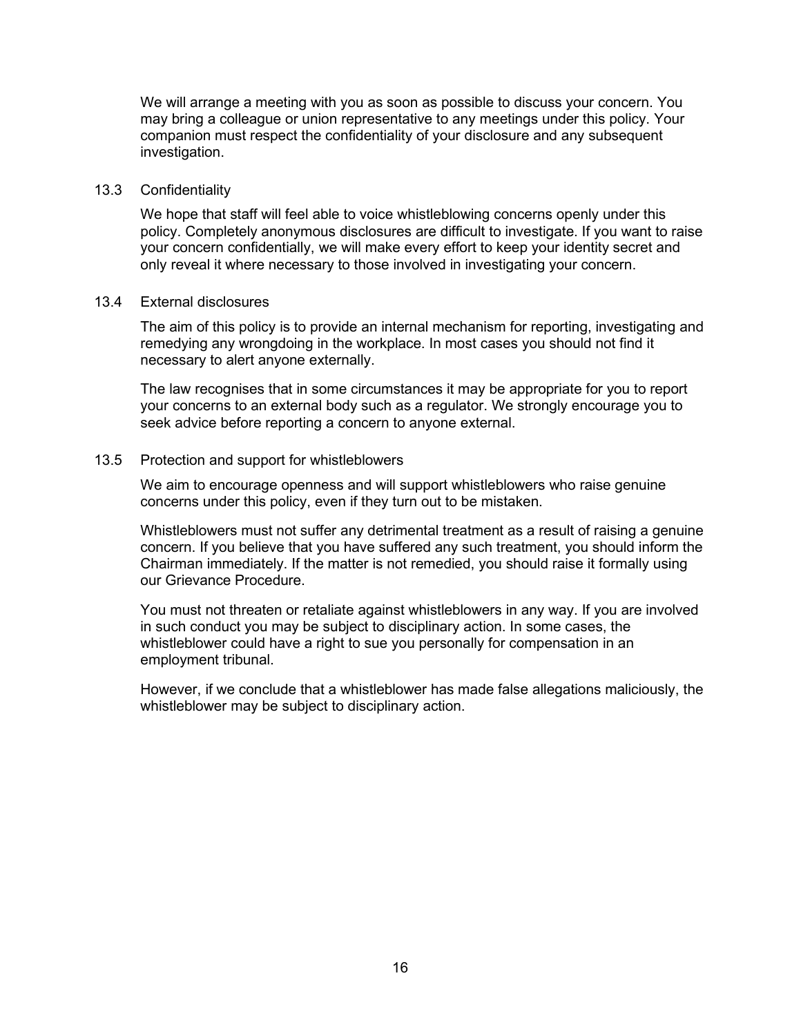We will arrange a meeting with you as soon as possible to discuss your concern. You may bring a colleague or union representative to any meetings under this policy. Your companion must respect the confidentiality of your disclosure and any subsequent investigation.

### 13.3 Confidentiality

We hope that staff will feel able to voice whistleblowing concerns openly under this policy. Completely anonymous disclosures are difficult to investigate. If you want to raise your concern confidentially, we will make every effort to keep your identity secret and only reveal it where necessary to those involved in investigating your concern.

### 13.4 External disclosures

The aim of this policy is to provide an internal mechanism for reporting, investigating and remedying any wrongdoing in the workplace. In most cases you should not find it necessary to alert anyone externally.

The law recognises that in some circumstances it may be appropriate for you to report your concerns to an external body such as a regulator. We strongly encourage you to seek advice before reporting a concern to anyone external.

### 13.5 Protection and support for whistleblowers

We aim to encourage openness and will support whistleblowers who raise genuine concerns under this policy, even if they turn out to be mistaken.

Whistleblowers must not suffer any detrimental treatment as a result of raising a genuine concern. If you believe that you have suffered any such treatment, you should inform the Chairman immediately. If the matter is not remedied, you should raise it formally using our Grievance Procedure.

You must not threaten or retaliate against whistleblowers in any way. If you are involved in such conduct you may be subject to disciplinary action. In some cases, the whistleblower could have a right to sue you personally for compensation in an employment tribunal.

However, if we conclude that a whistleblower has made false allegations maliciously, the whistleblower may be subject to disciplinary action.